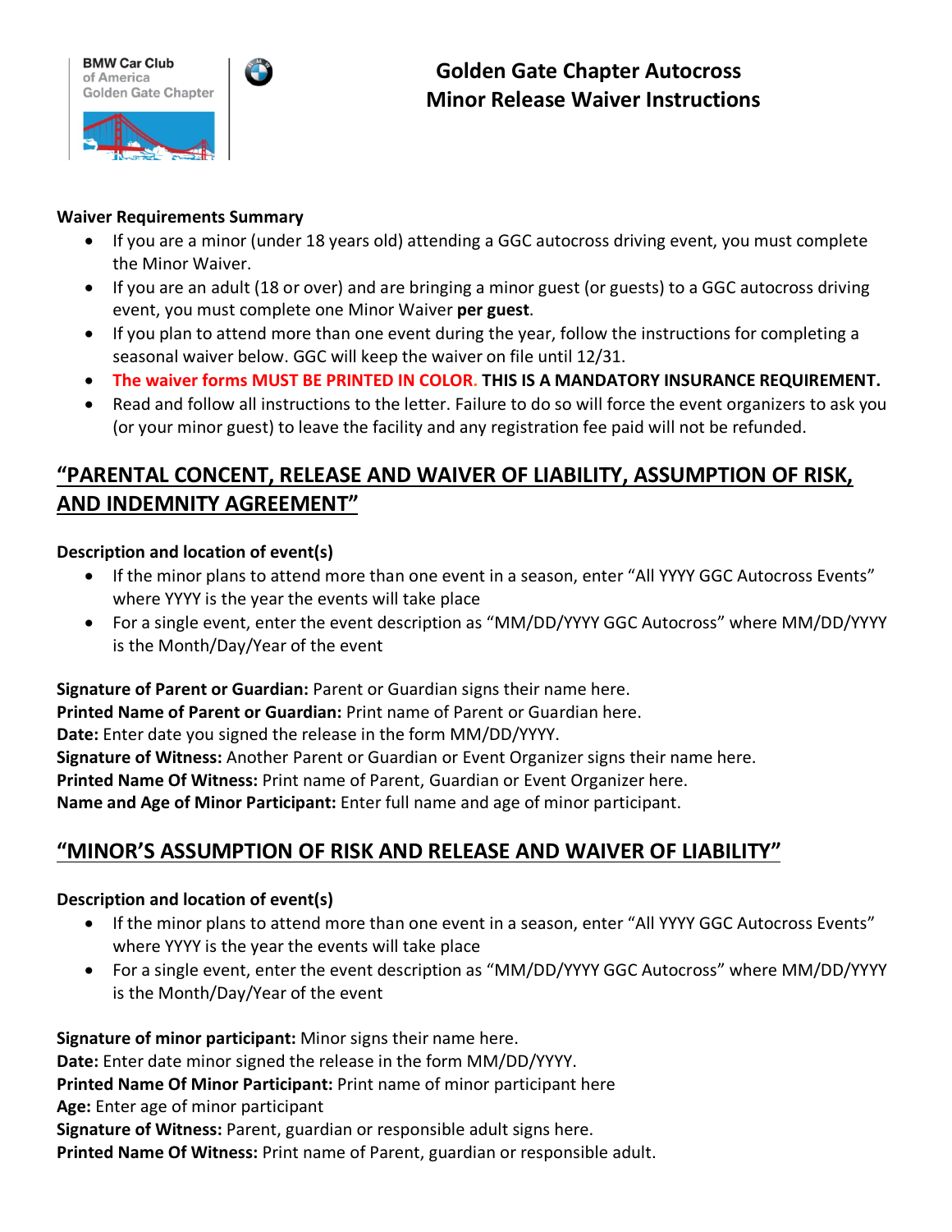BMW Car Club of America Golden Gate Chapter

# Golden Gate Chapter Autocross
# Minor Release Waiver Instructions

**Waiver Requirements Summary**

- If you are a minor (under 18 years old) attending a GGC autocross driving event, you must complete the Minor Waiver.
- If you are an adult (18 or over) and are bringing a minor guest (or guests) to a GGC autocross driving event, you must complete one Minor Waiver **per guest**.
- If you plan to attend more than one event during the year, follow the instructions for completing a seasonal waiver below. GGC will keep the waiver on file until 12/31.
- **The waiver forms MUST BE PRINTED IN COLOR. THIS IS A MANDATORY INSURANCE REQUIREMENT.**
- Read and follow all instructions to the letter. Failure to do so will force the event organizers to ask you (or your minor guest) to leave the facility and any registration fee paid will not be refunded.

## "PARENTAL CONCENT, RELEASE AND WAIVER OF LIABILITY, ASSUMPTION OF RISK, AND INDEMNITY AGREEMENT"

**Description and location of event(s)**

- If the minor plans to attend more than one event in a season, enter "All YYYY GGC Autocross Events" where YYYY is the year the events will take place
- For a single event, enter the event description as "MM/DD/YYYY GGC Autocross" where MM/DD/YYYY is the Month/Day/Year of the event

**Signature of Parent or Guardian:** Parent or Guardian signs their name here.
**Printed Name of Parent or Guardian:** Print name of Parent or Guardian here.
**Date:** Enter date you signed the release in the form MM/DD/YYYY.
**Signature of Witness:** Another Parent or Guardian or Event Organizer signs their name here.
**Printed Name Of Witness:** Print name of Parent, Guardian or Event Organizer here.
**Name and Age of Minor Participant:** Enter full name and age of minor participant.

## "MINOR'S ASSUMPTION OF RISK AND RELEASE AND WAIVER OF LIABILITY"

**Description and location of event(s)**

- If the minor plans to attend more than one event in a season, enter "All YYYY GGC Autocross Events" where YYYY is the year the events will take place
- For a single event, enter the event description as "MM/DD/YYYY GGC Autocross" where MM/DD/YYYY is the Month/Day/Year of the event

**Signature of minor participant:** Minor signs their name here.
**Date:** Enter date minor signed the release in the form MM/DD/YYYY.
**Printed Name Of Minor Participant:** Print name of minor participant here
**Age:** Enter age of minor participant
**Signature of Witness:** Parent, guardian or responsible adult signs here.
**Printed Name Of Witness:** Print name of Parent, guardian or responsible adult.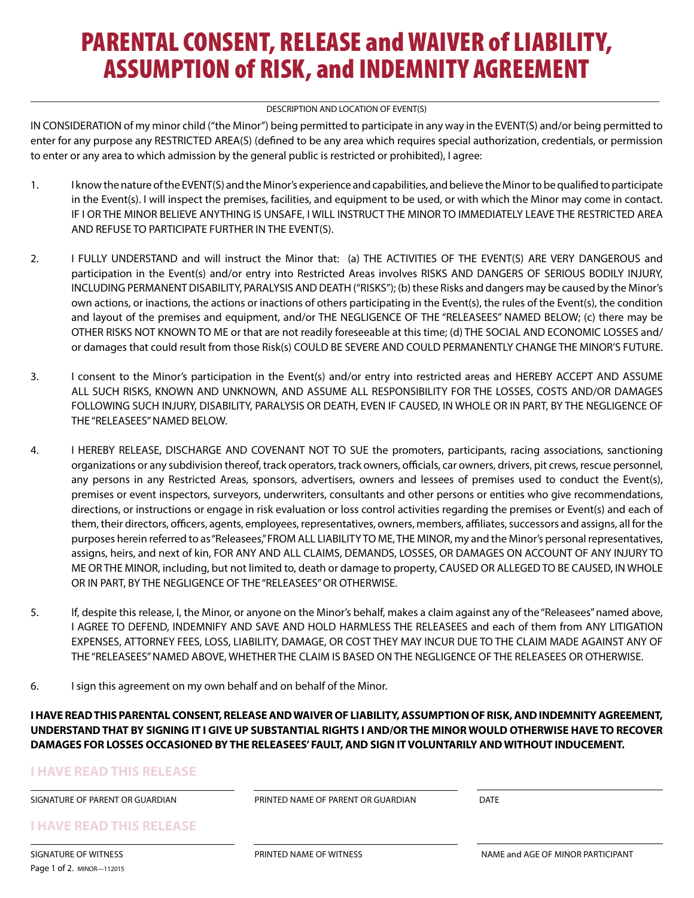# PARENTAL CONSENT, RELEASE and WAIVER of LIABILITY, ASSUMPTION of RISK, and INDEMNITY AGREEMENT

\_\_\_\_\_\_\_\_\_\_\_\_\_\_\_\_\_\_\_\_\_\_\_\_\_\_\_\_\_\_\_\_\_\_\_\_\_\_\_\_\_\_\_\_\_\_\_\_\_\_\_\_\_\_\_\_\_\_\_\_

DESCRIPTION AND LOCATION OF EVENT(S)

IN CONSIDERATION of my minor child ("the Minor") being permitted to participate in any way in the EVENT(S) and/or being permitted to enter for any purpose any RESTRICTED AREA(S) (defined to be any area which requires special authorization, credentials, or permission to enter or any area to which admission by the general public is restricted or prohibited), I agree:

1. I know the nature of the EVENT(S) and the Minor's experience and capabilities, and believe the Minor to be qualified to participate in the Event(s). I will inspect the premises, facilities, and equipment to be used, or with which the Minor may come in contact. IF I OR THE MINOR BELIEVE ANYTHING IS UNSAFE, I WILL INSTRUCT THE MINOR TO IMMEDIATELY LEAVE THE RESTRICTED AREA AND REFUSE TO PARTICIPATE FURTHER IN THE EVENT(S).

2. I FULLY UNDERSTAND and will instruct the Minor that: (a) THE ACTIVITIES OF THE EVENT(S) ARE VERY DANGEROUS and participation in the Event(s) and/or entry into Restricted Areas involves RISKS AND DANGERS OF SERIOUS BODILY INJURY, INCLUDING PERMANENT DISABILITY, PARALYSIS AND DEATH ("RISKS"); (b) these Risks and dangers may be caused by the Minor's own actions, or inactions, the actions or inactions of others participating in the Event(s), the rules of the Event(s), the condition and layout of the premises and equipment, and/or THE NEGLIGENCE OF THE "RELEASEES" NAMED BELOW; (c) there may be OTHER RISKS NOT KNOWN TO ME or that are not readily foreseeable at this time; (d) THE SOCIAL AND ECONOMIC LOSSES and/or damages that could result from those Risk(s) COULD BE SEVERE AND COULD PERMANENTLY CHANGE THE MINOR'S FUTURE.

3. I consent to the Minor's participation in the Event(s) and/or entry into restricted areas and HEREBY ACCEPT AND ASSUME ALL SUCH RISKS, KNOWN AND UNKNOWN, AND ASSUME ALL RESPONSIBILITY FOR THE LOSSES, COSTS AND/OR DAMAGES FOLLOWING SUCH INJURY, DISABILITY, PARALYSIS OR DEATH, EVEN IF CAUSED, IN WHOLE OR IN PART, BY THE NEGLIGENCE OF THE "RELEASEES" NAMED BELOW.

4. I HEREBY RELEASE, DISCHARGE AND COVENANT NOT TO SUE the promoters, participants, racing associations, sanctioning organizations or any subdivision thereof, track operators, track owners, officials, car owners, drivers, pit crews, rescue personnel, any persons in any Restricted Areas, sponsors, advertisers, owners and lessees of premises used to conduct the Event(s), premises or event inspectors, surveyors, underwriters, consultants and other persons or entities who give recommendations, directions, or instructions or engage in risk evaluation or loss control activities regarding the premises or Event(s) and each of them, their directors, officers, agents, employees, representatives, owners, members, affiliates, successors and assigns, all for the purposes herein referred to as "Releasees," FROM ALL LIABILITY TO ME, THE MINOR, my and the Minor's personal representatives, assigns, heirs, and next of kin, FOR ANY AND ALL CLAIMS, DEMANDS, LOSSES, OR DAMAGES ON ACCOUNT OF ANY INJURY TO ME OR THE MINOR, including, but not limited to, death or damage to property, CAUSED OR ALLEGED TO BE CAUSED, IN WHOLE OR IN PART, BY THE NEGLIGENCE OF THE "RELEASEES" OR OTHERWISE.

5. If, despite this release, I, the Minor, or anyone on the Minor's behalf, makes a claim against any of the "Releasees" named above, I AGREE TO DEFEND, INDEMNIFY AND SAVE AND HOLD HARMLESS THE RELEASEES and each of them from ANY LITIGATION EXPENSES, ATTORNEY FEES, LOSS, LIABILITY, DAMAGE, OR COST THEY MAY INCUR DUE TO THE CLAIM MADE AGAINST ANY OF THE "RELEASEES" NAMED ABOVE, WHETHER THE CLAIM IS BASED ON THE NEGLIGENCE OF THE RELEASEES OR OTHERWISE.

6. I sign this agreement on my own behalf and on behalf of the Minor.

**I HAVE READ THIS PARENTAL CONSENT, RELEASE AND WAIVER OF LIABILITY, ASSUMPTION OF RISK, AND INDEMNITY AGREEMENT, UNDERSTAND THAT BY SIGNING IT I GIVE UP SUBSTANTIAL RIGHTS I AND/OR THE MINOR WOULD OTHERWISE HAVE TO RECOVER DAMAGES FOR LOSSES OCCASIONED BY THE RELEASEES' FAULT, AND SIGN IT VOLUNTARILY AND WITHOUT INDUCEMENT.**

**I HAVE READ THIS RELEASE**

| SIGNATURE OF PARENT OR GUARDIAN | PRINTED NAME OF PARENT OR GUARDIAN | DATE |
|---|---|---|

**I HAVE READ THIS RELEASE**

| SIGNATURE OF WITNESS | PRINTED NAME OF WITNESS | NAME and AGE OF MINOR PARTICIPANT |
|---|---|---|

MINOR—112015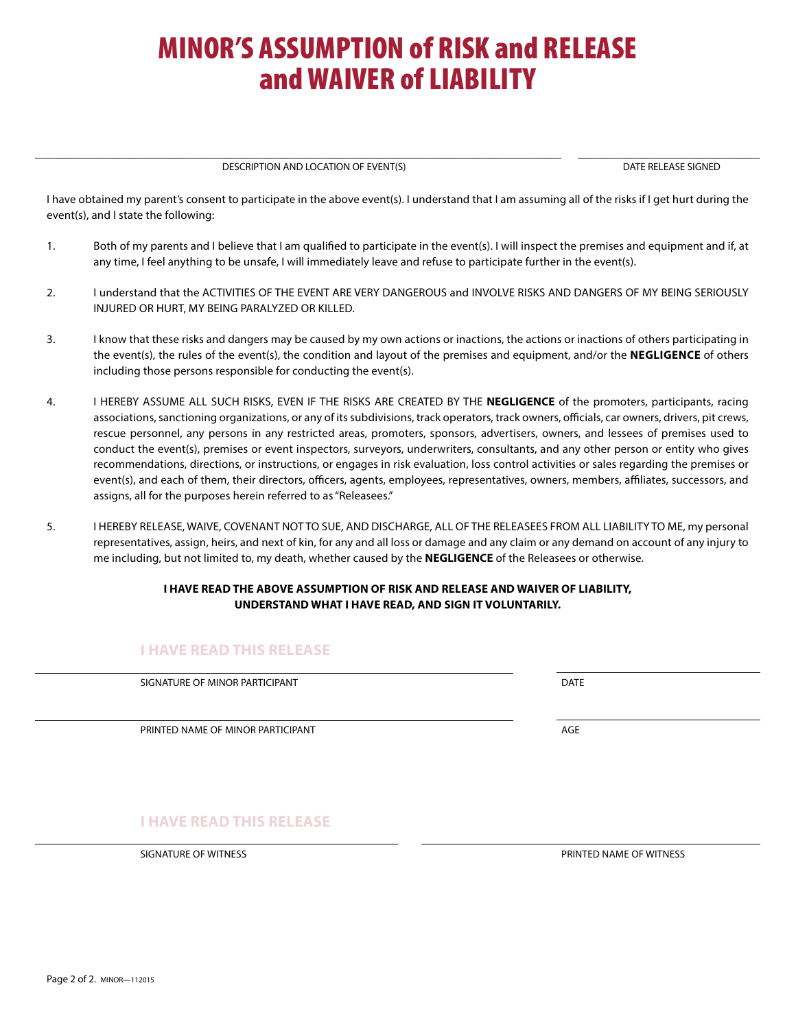# MINOR'S ASSUMPTION of RISK and RELEASE and WAIVER of LIABILITY

DESCRIPTION AND LOCATION OF EVENT(S) ________________________ DATE RELEASE SIGNED ________________________

I have obtained my parent's consent to participate in the above event(s). I understand that I am assuming all of the risks if I get hurt during the event(s), and I state the following:

1. Both of my parents and I believe that I am qualified to participate in the event(s). I will inspect the premises and equipment and if, at any time, I feel anything to be unsafe, I will immediately leave and refuse to participate further in the event(s).

2. I understand that the ACTIVITIES OF THE EVENT ARE VERY DANGEROUS and INVOLVE RISKS AND DANGERS OF MY BEING SERIOUSLY INJURED OR HURT, MY BEING PARALYZED OR KILLED.

3. I know that these risks and dangers may be caused by my own actions or inactions, the actions or inactions of others participating in the event(s), the rules of the event(s), the condition and layout of the premises and equipment, and/or the **NEGLIGENCE** of others including those persons responsible for conducting the event(s).

4. I HEREBY ASSUME ALL SUCH RISKS, EVEN IF THE RISKS ARE CREATED BY THE **NEGLIGENCE** of the promoters, participants, racing associations, sanctioning organizations, or any of its subdivisions, track operators, track owners, officials, car owners, drivers, pit crews, rescue personnel, any persons in any restricted areas, promoters, sponsors, advertisers, owners, and lessees of premises used to conduct the event(s), premises or event inspectors, surveyors, underwriters, consultants, and any other person or entity who gives recommendations, directions, or instructions, or engages in risk evaluation, loss control activities or sales regarding the premises or event(s), and each of them, their directors, officers, agents, employees, representatives, owners, members, affiliates, successors, and assigns, all for the purposes herein referred to as "Releasees."

5. I HEREBY RELEASE, WAIVE, COVENANT NOT TO SUE, AND DISCHARGE, ALL OF THE RELEASEES FROM ALL LIABILITY TO ME, my personal representatives, assign, heirs, and next of kin, for any and all loss or damage and any claim or any demand on account of any injury to me including, but not limited to, my death, whether caused by the **NEGLIGENCE** of the Releasees or otherwise.

**I HAVE READ THE ABOVE ASSUMPTION OF RISK AND RELEASE AND WAIVER OF LIABILITY, UNDERSTAND WHAT I HAVE READ, AND SIGN IT VOLUNTARILY.**

I HAVE READ THIS RELEASE

SIGNATURE OF MINOR PARTICIPANT ________________________ DATE ________________________

PRINTED NAME OF MINOR PARTICIPANT ________________________ AGE ________________________

I HAVE READ THIS RELEASE

SIGNATURE OF WITNESS ________________________ PRINTED NAME OF WITNESS ________________________

MINOR—112015